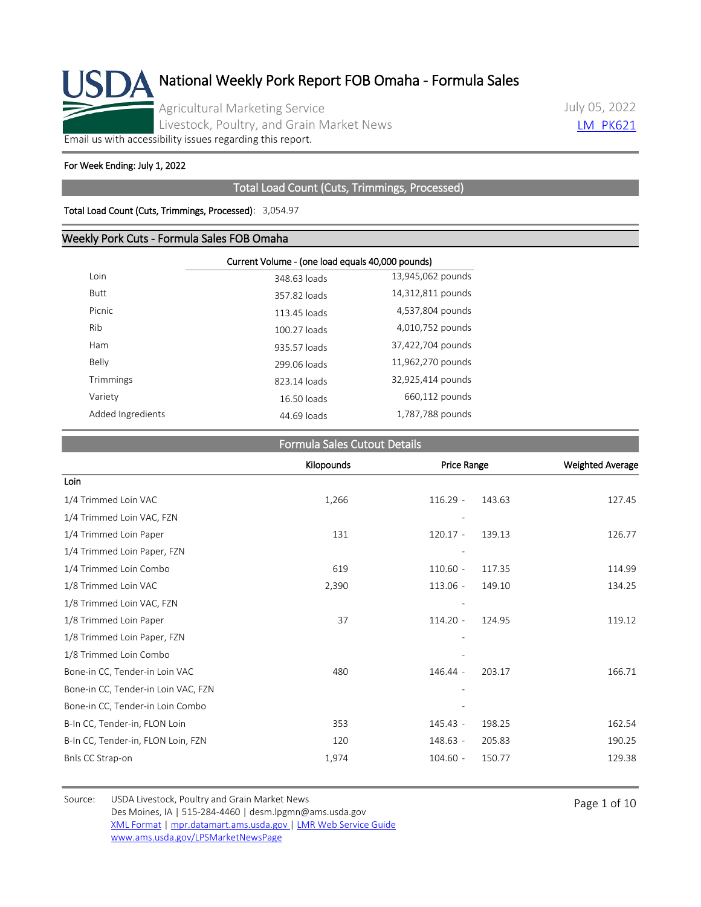# National Weekly Pork Report FOB Omaha - Formula Sales

Agricultural Marketing Service
Livestock, Poultry, and Grain Market News

July 05, 2022
LM_PK621

Email us with accessibility issues regarding this report.

**For Week Ending: July 1, 2022**

## Total Load Count (Cuts, Trimmings, Processed)

**Total Load Count (Cuts, Trimmings, Processed)**: 3,054.97

## Weekly Pork Cuts - Formula Sales FOB Omaha

| | Current Volume - (one load equals 40,000 pounds) | |
|---|---|---|
| Loin | 348.63 loads | 13,945,062 pounds |
| Butt | 357.82 loads | 14,312,811 pounds |
| Picnic | 113.45 loads | 4,537,804 pounds |
| Rib | 100.27 loads | 4,010,752 pounds |
| Ham | 935.57 loads | 37,422,704 pounds |
| Belly | 299.06 loads | 11,962,270 pounds |
| Trimmings | 823.14 loads | 32,925,414 pounds |
| Variety | 16.50 loads | 660,112 pounds |
| Added Ingredients | 44.69 loads | 1,787,788 pounds |

## Formula Sales Cutout Details

| | Kilopounds | Price Range | Weighted Average |
|---|---|---|---|
| **Loin** | | | |
| 1/4 Trimmed Loin VAC | 1,266 | 116.29 - 143.63 | 127.45 |
| 1/4 Trimmed Loin VAC, FZN | | - | |
| 1/4 Trimmed Loin Paper | 131 | 120.17 - 139.13 | 126.77 |
| 1/4 Trimmed Loin Paper, FZN | | - | |
| 1/4 Trimmed Loin Combo | 619 | 110.60 - 117.35 | 114.99 |
| 1/8 Trimmed Loin VAC | 2,390 | 113.06 - 149.10 | 134.25 |
| 1/8 Trimmed Loin VAC, FZN | | - | |
| 1/8 Trimmed Loin Paper | 37 | 114.20 - 124.95 | 119.12 |
| 1/8 Trimmed Loin Paper, FZN | | - | |
| 1/8 Trimmed Loin Combo | | - | |
| Bone-in CC, Tender-in Loin VAC | 480 | 146.44 - 203.17 | 166.71 |
| Bone-in CC, Tender-in Loin VAC, FZN | | - | |
| Bone-in CC, Tender-in Loin Combo | | - | |
| B-In CC, Tender-in, FLON Loin | 353 | 145.43 - 198.25 | 162.54 |
| B-In CC, Tender-in, FLON Loin, FZN | 120 | 148.63 - 205.83 | 190.25 |
| Bnls CC Strap-on | 1,974 | 104.60 - 150.77 | 129.38 |

Source: USDA Livestock, Poultry and Grain Market News
Des Moines, IA | 515-284-4460 | desm.lpgmn@ams.usda.gov
XML Format | mpr.datamart.ams.usda.gov | LMR Web Service Guide
www.ams.usda.gov/LPSMarketNewsPage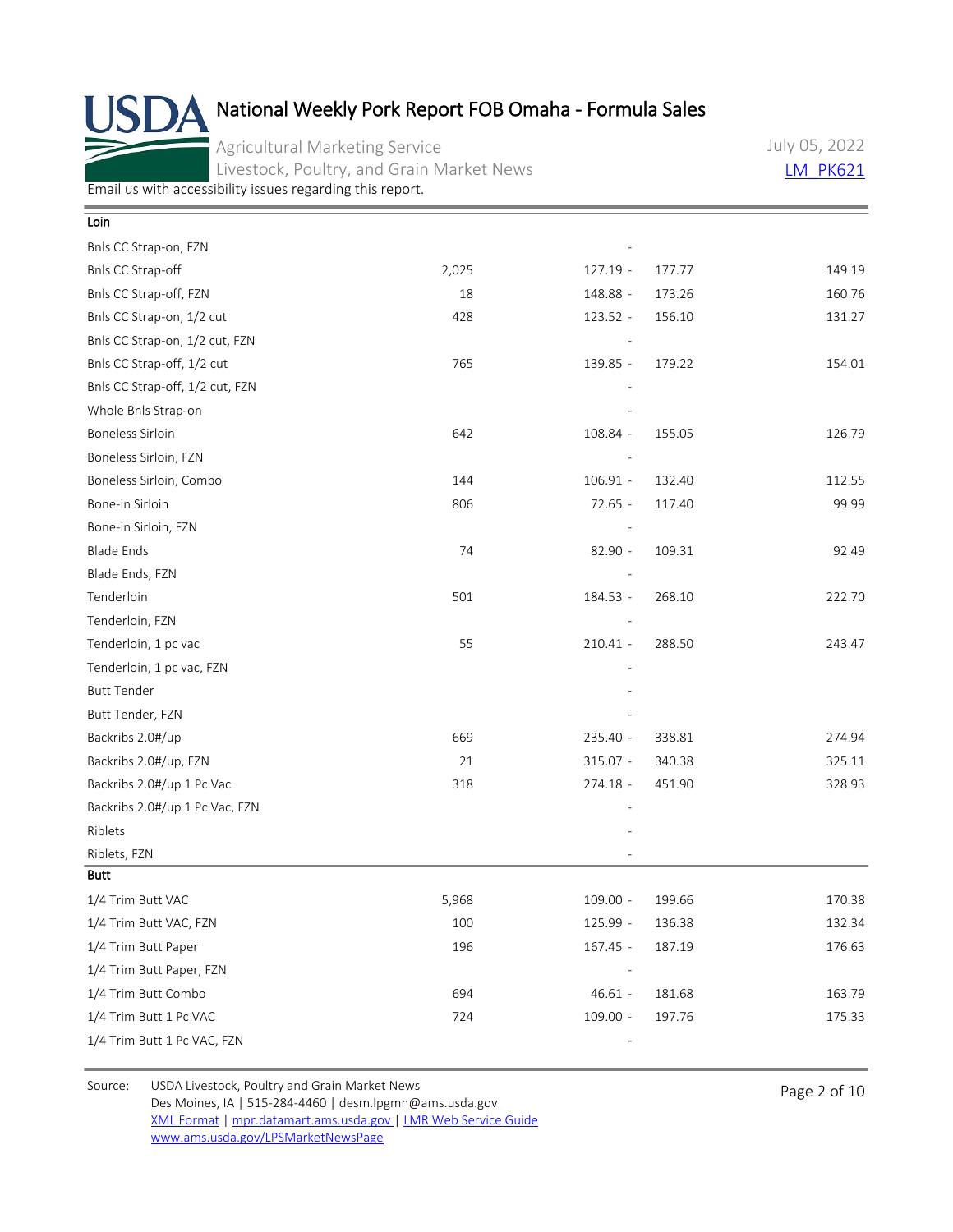# National Weekly Pork Report FOB Omaha - Formula Sales

Agricultural Marketing Service
Livestock, Poultry, and Grain Market News

July 05, 2022
LM_PK621

Email us with accessibility issues regarding this report.

| Loin | | | |
|---|---|---|---|
| Bnls CC Strap-on, FZN | | - | |
| Bnls CC Strap-off | 2,025 | 127.19 - 177.77 | 149.19 |
| Bnls CC Strap-off, FZN | 18 | 148.88 - 173.26 | 160.76 |
| Bnls CC Strap-on, 1/2 cut | 428 | 123.52 - 156.10 | 131.27 |
| Bnls CC Strap-on, 1/2 cut, FZN | | - | |
| Bnls CC Strap-off, 1/2 cut | 765 | 139.85 - 179.22 | 154.01 |
| Bnls CC Strap-off, 1/2 cut, FZN | | - | |
| Whole Bnls Strap-on | | - | |
| Boneless Sirloin | 642 | 108.84 - 155.05 | 126.79 |
| Boneless Sirloin, FZN | | - | |
| Boneless Sirloin, Combo | 144 | 106.91 - 132.40 | 112.55 |
| Bone-in Sirloin | 806 | 72.65 - 117.40 | 99.99 |
| Bone-in Sirloin, FZN | | - | |
| Blade Ends | 74 | 82.90 - 109.31 | 92.49 |
| Blade Ends, FZN | | - | |
| Tenderloin | 501 | 184.53 - 268.10 | 222.70 |
| Tenderloin, FZN | | - | |
| Tenderloin, 1 pc vac | 55 | 210.41 - 288.50 | 243.47 |
| Tenderloin, 1 pc vac, FZN | | - | |
| Butt Tender | | - | |
| Butt Tender, FZN | | - | |
| Backribs 2.0#/up | 669 | 235.40 - 338.81 | 274.94 |
| Backribs 2.0#/up, FZN | 21 | 315.07 - 340.38 | 325.11 |
| Backribs 2.0#/up 1 Pc Vac | 318 | 274.18 - 451.90 | 328.93 |
| Backribs 2.0#/up 1 Pc Vac, FZN | | - | |
| Riblets | | - | |
| Riblets, FZN | | - | |

| Butt | | | |
|---|---|---|---|
| 1/4 Trim Butt VAC | 5,968 | 109.00 - 199.66 | 170.38 |
| 1/4 Trim Butt VAC, FZN | 100 | 125.99 - 136.38 | 132.34 |
| 1/4 Trim Butt Paper | 196 | 167.45 - 187.19 | 176.63 |
| 1/4 Trim Butt Paper, FZN | | - | |
| 1/4 Trim Butt Combo | 694 | 46.61 - 181.68 | 163.79 |
| 1/4 Trim Butt 1 Pc VAC | 724 | 109.00 - 197.76 | 175.33 |
| 1/4 Trim Butt 1 Pc VAC, FZN | | - | |

Source: USDA Livestock, Poultry and Grain Market News
Des Moines, IA | 515-284-4460 | desm.lpgmn@ams.usda.gov
XML Format | mpr.datamart.ams.usda.gov | LMR Web Service Guide
www.ams.usda.gov/LPSMarketNewsPage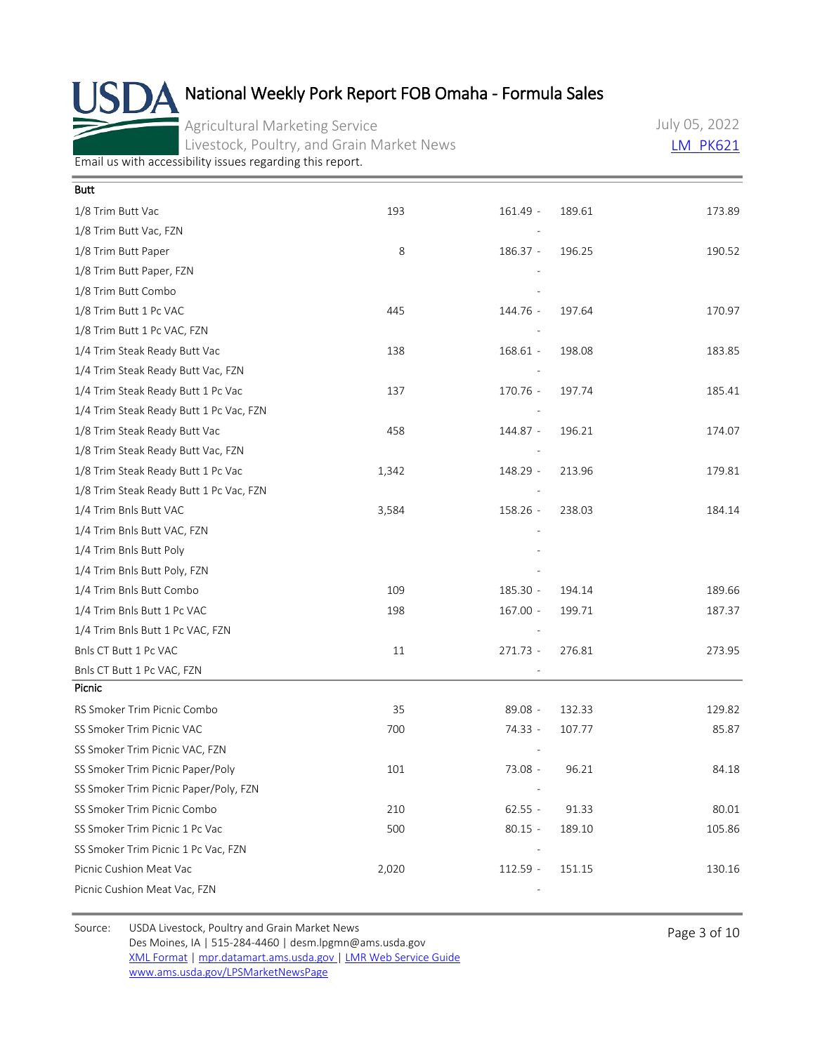# National Weekly Pork Report FOB Omaha - Formula Sales

Agricultural Marketing Service
Livestock, Poultry, and Grain Market News

July 05, 2022
LM_PK621

Email us with accessibility issues regarding this report.

| Butt | | | | |
|---|---|---|---|---|
| 1/8 Trim Butt Vac | 193 | 161.49 - | 189.61 | 173.89 |
| 1/8 Trim Butt Vac, FZN | | - | | |
| 1/8 Trim Butt Paper | 8 | 186.37 - | 196.25 | 190.52 |
| 1/8 Trim Butt Paper, FZN | | - | | |
| 1/8 Trim Butt Combo | | - | | |
| 1/8 Trim Butt 1 Pc VAC | 445 | 144.76 - | 197.64 | 170.97 |
| 1/8 Trim Butt 1 Pc VAC, FZN | | - | | |
| 1/4 Trim Steak Ready Butt Vac | 138 | 168.61 - | 198.08 | 183.85 |
| 1/4 Trim Steak Ready Butt Vac, FZN | | - | | |
| 1/4 Trim Steak Ready Butt 1 Pc Vac | 137 | 170.76 - | 197.74 | 185.41 |
| 1/4 Trim Steak Ready Butt 1 Pc Vac, FZN | | - | | |
| 1/8 Trim Steak Ready Butt Vac | 458 | 144.87 - | 196.21 | 174.07 |
| 1/8 Trim Steak Ready Butt Vac, FZN | | - | | |
| 1/8 Trim Steak Ready Butt 1 Pc Vac | 1,342 | 148.29 - | 213.96 | 179.81 |
| 1/8 Trim Steak Ready Butt 1 Pc Vac, FZN | | - | | |
| 1/4 Trim Bnls Butt VAC | 3,584 | 158.26 - | 238.03 | 184.14 |
| 1/4 Trim Bnls Butt VAC, FZN | | - | | |
| 1/4 Trim Bnls Butt Poly | | - | | |
| 1/4 Trim Bnls Butt Poly, FZN | | - | | |
| 1/4 Trim Bnls Butt Combo | 109 | 185.30 - | 194.14 | 189.66 |
| 1/4 Trim Bnls Butt 1 Pc VAC | 198 | 167.00 - | 199.71 | 187.37 |
| 1/4 Trim Bnls Butt 1 Pc VAC, FZN | | - | | |
| Bnls CT Butt 1 Pc VAC | 11 | 271.73 - | 276.81 | 273.95 |
| Bnls CT Butt 1 Pc VAC, FZN | | - | | |

| Picnic | | | | |
|---|---|---|---|---|
| RS Smoker Trim Picnic Combo | 35 | 89.08 - | 132.33 | 129.82 |
| SS Smoker Trim Picnic VAC | 700 | 74.33 - | 107.77 | 85.87 |
| SS Smoker Trim Picnic VAC, FZN | | - | | |
| SS Smoker Trim Picnic Paper/Poly | 101 | 73.08 - | 96.21 | 84.18 |
| SS Smoker Trim Picnic Paper/Poly, FZN | | - | | |
| SS Smoker Trim Picnic Combo | 210 | 62.55 - | 91.33 | 80.01 |
| SS Smoker Trim Picnic 1 Pc Vac | 500 | 80.15 - | 189.10 | 105.86 |
| SS Smoker Trim Picnic 1 Pc Vac, FZN | | - | | |
| Picnic Cushion Meat Vac | 2,020 | 112.59 - | 151.15 | 130.16 |
| Picnic Cushion Meat Vac, FZN | | - | | |

Source: USDA Livestock, Poultry and Grain Market News
Des Moines, IA | 515-284-4460 | desm.lpgmn@ams.usda.gov
XML Format | mpr.datamart.ams.usda.gov | LMR Web Service Guide
www.ams.usda.gov/LPSMarketNewsPage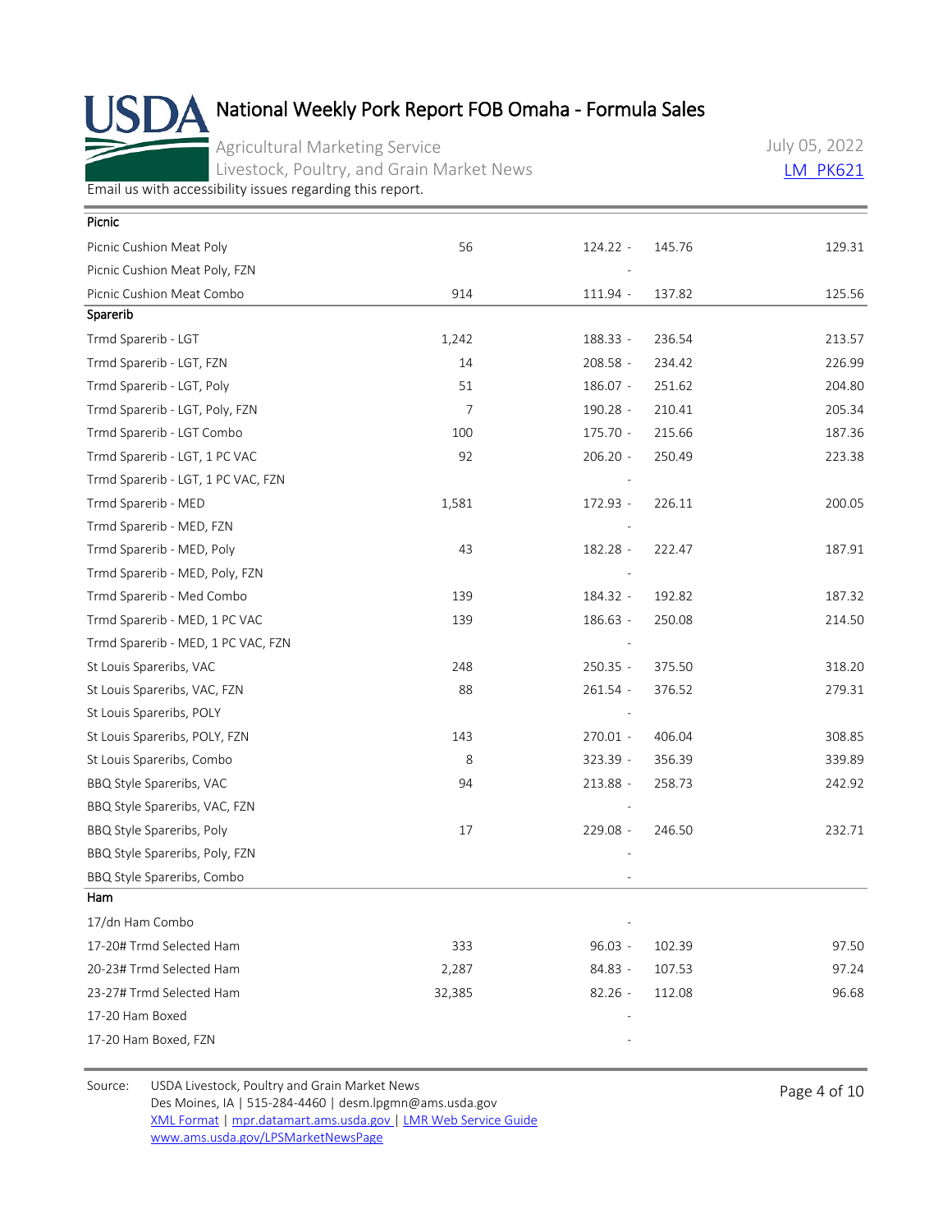# National Weekly Pork Report FOB Omaha - Formula Sales

Agricultural Marketing Service
Livestock, Poultry, and Grain Market News

July 05, 2022
LM_PK621

Email us with accessibility issues regarding this report.

| Item | Volume | Price Range | | Weighted Average |
|---|---|---|---|---|
| **Picnic** | | | | |
| Picnic Cushion Meat Poly | 56 | 124.22 - | 145.76 | 129.31 |
| Picnic Cushion Meat Poly, FZN | | - | | |
| Picnic Cushion Meat Combo | 914 | 111.94 - | 137.82 | 125.56 |
| **Sparerib** | | | | |
| Trmd Sparerib - LGT | 1,242 | 188.33 - | 236.54 | 213.57 |
| Trmd Sparerib - LGT, FZN | 14 | 208.58 - | 234.42 | 226.99 |
| Trmd Sparerib - LGT, Poly | 51 | 186.07 - | 251.62 | 204.80 |
| Trmd Sparerib - LGT, Poly, FZN | 7 | 190.28 - | 210.41 | 205.34 |
| Trmd Sparerib - LGT Combo | 100 | 175.70 - | 215.66 | 187.36 |
| Trmd Sparerib - LGT, 1 PC VAC | 92 | 206.20 - | 250.49 | 223.38 |
| Trmd Sparerib - LGT, 1 PC VAC, FZN | | - | | |
| Trmd Sparerib - MED | 1,581 | 172.93 - | 226.11 | 200.05 |
| Trmd Sparerib - MED, FZN | | - | | |
| Trmd Sparerib - MED, Poly | 43 | 182.28 - | 222.47 | 187.91 |
| Trmd Sparerib - MED, Poly, FZN | | - | | |
| Trmd Sparerib - Med Combo | 139 | 184.32 - | 192.82 | 187.32 |
| Trmd Sparerib - MED, 1 PC VAC | 139 | 186.63 - | 250.08 | 214.50 |
| Trmd Sparerib - MED, 1 PC VAC, FZN | | - | | |
| St Louis Spareribs, VAC | 248 | 250.35 - | 375.50 | 318.20 |
| St Louis Spareribs, VAC, FZN | 88 | 261.54 - | 376.52 | 279.31 |
| St Louis Spareribs, POLY | | - | | |
| St Louis Spareribs, POLY, FZN | 143 | 270.01 - | 406.04 | 308.85 |
| St Louis Spareribs, Combo | 8 | 323.39 - | 356.39 | 339.89 |
| BBQ Style Spareribs, VAC | 94 | 213.88 - | 258.73 | 242.92 |
| BBQ Style Spareribs, VAC, FZN | | - | | |
| BBQ Style Spareribs, Poly | 17 | 229.08 - | 246.50 | 232.71 |
| BBQ Style Spareribs, Poly, FZN | | - | | |
| BBQ Style Spareribs, Combo | | - | | |
| **Ham** | | | | |
| 17/dn Ham Combo | | - | | |
| 17-20# Trmd Selected Ham | 333 | 96.03 - | 102.39 | 97.50 |
| 20-23# Trmd Selected Ham | 2,287 | 84.83 - | 107.53 | 97.24 |
| 23-27# Trmd Selected Ham | 32,385 | 82.26 - | 112.08 | 96.68 |
| 17-20 Ham Boxed | | - | | |
| 17-20 Ham Boxed, FZN | | - | | |

Source: USDA Livestock, Poultry and Grain Market News
Des Moines, IA | 515-284-4460 | desm.lpgmn@ams.usda.gov
XML Format | mpr.datamart.ams.usda.gov | LMR Web Service Guide
www.ams.usda.gov/LPSMarketNewsPage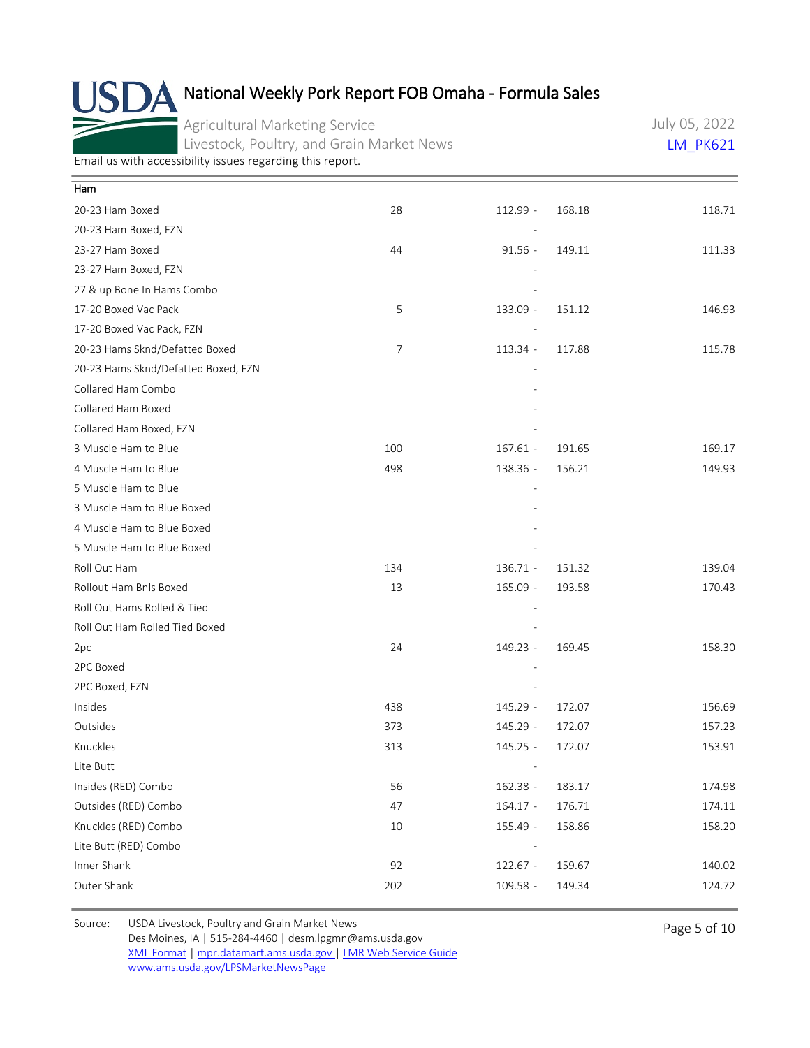# National Weekly Pork Report FOB Omaha - Formula Sales

Agricultural Marketing Service
Livestock, Poultry, and Grain Market News

July 05, 2022
LM_PK621

Email us with accessibility issues regarding this report.

| Ham | | | | |
|---|---|---|---|---|
| 20-23 Ham Boxed | 28 | 112.99 - | 168.18 | 118.71 |
| 20-23 Ham Boxed, FZN | | - | | |
| 23-27 Ham Boxed | 44 | 91.56 - | 149.11 | 111.33 |
| 23-27 Ham Boxed, FZN | | - | | |
| 27 & up Bone In Hams Combo | | - | | |
| 17-20 Boxed Vac Pack | 5 | 133.09 - | 151.12 | 146.93 |
| 17-20 Boxed Vac Pack, FZN | | - | | |
| 20-23 Hams Sknd/Defatted Boxed | 7 | 113.34 - | 117.88 | 115.78 |
| 20-23 Hams Sknd/Defatted Boxed, FZN | | - | | |
| Collared Ham Combo | | - | | |
| Collared Ham Boxed | | - | | |
| Collared Ham Boxed, FZN | | - | | |
| 3 Muscle Ham to Blue | 100 | 167.61 - | 191.65 | 169.17 |
| 4 Muscle Ham to Blue | 498 | 138.36 - | 156.21 | 149.93 |
| 5 Muscle Ham to Blue | | - | | |
| 3 Muscle Ham to Blue Boxed | | - | | |
| 4 Muscle Ham to Blue Boxed | | - | | |
| 5 Muscle Ham to Blue Boxed | | - | | |
| Roll Out Ham | 134 | 136.71 - | 151.32 | 139.04 |
| Rollout Ham Bnls Boxed | 13 | 165.09 - | 193.58 | 170.43 |
| Roll Out Hams Rolled & Tied | | - | | |
| Roll Out Ham Rolled Tied Boxed | | - | | |
| 2pc | 24 | 149.23 - | 169.45 | 158.30 |
| 2PC Boxed | | - | | |
| 2PC Boxed, FZN | | - | | |
| Insides | 438 | 145.29 - | 172.07 | 156.69 |
| Outsides | 373 | 145.29 - | 172.07 | 157.23 |
| Knuckles | 313 | 145.25 - | 172.07 | 153.91 |
| Lite Butt | | - | | |
| Insides (RED) Combo | 56 | 162.38 - | 183.17 | 174.98 |
| Outsides (RED) Combo | 47 | 164.17 - | 176.71 | 174.11 |
| Knuckles (RED) Combo | 10 | 155.49 - | 158.86 | 158.20 |
| Lite Butt (RED) Combo | | - | | |
| Inner Shank | 92 | 122.67 - | 159.67 | 140.02 |
| Outer Shank | 202 | 109.58 - | 149.34 | 124.72 |

Source: USDA Livestock, Poultry and Grain Market News
Des Moines, IA | 515-284-4460 | desm.lpgmn@ams.usda.gov
XML Format | mpr.datamart.ams.usda.gov | LMR Web Service Guide
www.ams.usda.gov/LPSMarketNewsPage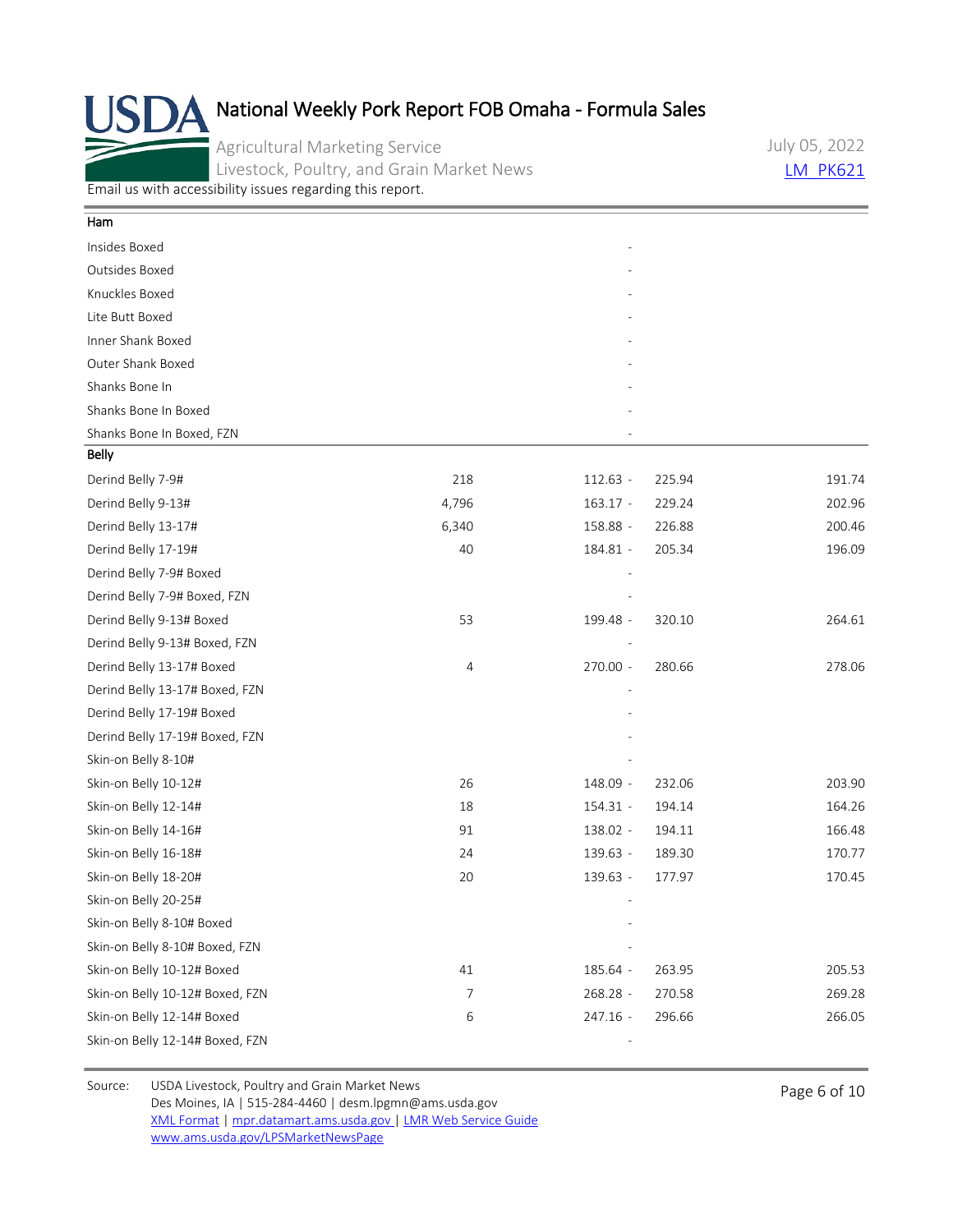# National Weekly Pork Report FOB Omaha - Formula Sales

Agricultural Marketing Service
Livestock, Poultry, and Grain Market News

July 05, 2022
LM_PK621

Email us with accessibility issues regarding this report.

| | | | | |
|---|---|---|---|---|
| **Ham** | | | | |
| Insides Boxed | | - | | |
| Outsides Boxed | | - | | |
| Knuckles Boxed | | - | | |
| Lite Butt Boxed | | - | | |
| Inner Shank Boxed | | - | | |
| Outer Shank Boxed | | - | | |
| Shanks Bone In | | - | | |
| Shanks Bone In Boxed | | - | | |
| Shanks Bone In Boxed, FZN | | - | | |
| **Belly** | | | | |
| Derind Belly 7-9# | 218 | 112.63 - | 225.94 | 191.74 |
| Derind Belly 9-13# | 4,796 | 163.17 - | 229.24 | 202.96 |
| Derind Belly 13-17# | 6,340 | 158.88 - | 226.88 | 200.46 |
| Derind Belly 17-19# | 40 | 184.81 - | 205.34 | 196.09 |
| Derind Belly 7-9# Boxed | | - | | |
| Derind Belly 7-9# Boxed, FZN | | - | | |
| Derind Belly 9-13# Boxed | 53 | 199.48 - | 320.10 | 264.61 |
| Derind Belly 9-13# Boxed, FZN | | - | | |
| Derind Belly 13-17# Boxed | 4 | 270.00 - | 280.66 | 278.06 |
| Derind Belly 13-17# Boxed, FZN | | - | | |
| Derind Belly 17-19# Boxed | | - | | |
| Derind Belly 17-19# Boxed, FZN | | - | | |
| Skin-on Belly 8-10# | | - | | |
| Skin-on Belly 10-12# | 26 | 148.09 - | 232.06 | 203.90 |
| Skin-on Belly 12-14# | 18 | 154.31 - | 194.14 | 164.26 |
| Skin-on Belly 14-16# | 91 | 138.02 - | 194.11 | 166.48 |
| Skin-on Belly 16-18# | 24 | 139.63 - | 189.30 | 170.77 |
| Skin-on Belly 18-20# | 20 | 139.63 - | 177.97 | 170.45 |
| Skin-on Belly 20-25# | | - | | |
| Skin-on Belly 8-10# Boxed | | - | | |
| Skin-on Belly 8-10# Boxed, FZN | | - | | |
| Skin-on Belly 10-12# Boxed | 41 | 185.64 - | 263.95 | 205.53 |
| Skin-on Belly 10-12# Boxed, FZN | 7 | 268.28 - | 270.58 | 269.28 |
| Skin-on Belly 12-14# Boxed | 6 | 247.16 - | 296.66 | 266.05 |
| Skin-on Belly 12-14# Boxed, FZN | | - | | |

Source: USDA Livestock, Poultry and Grain Market News
Des Moines, IA | 515-284-4460 | desm.lpgmn@ams.usda.gov
XML Format | mpr.datamart.ams.usda.gov | LMR Web Service Guide
www.ams.usda.gov/LPSMarketNewsPage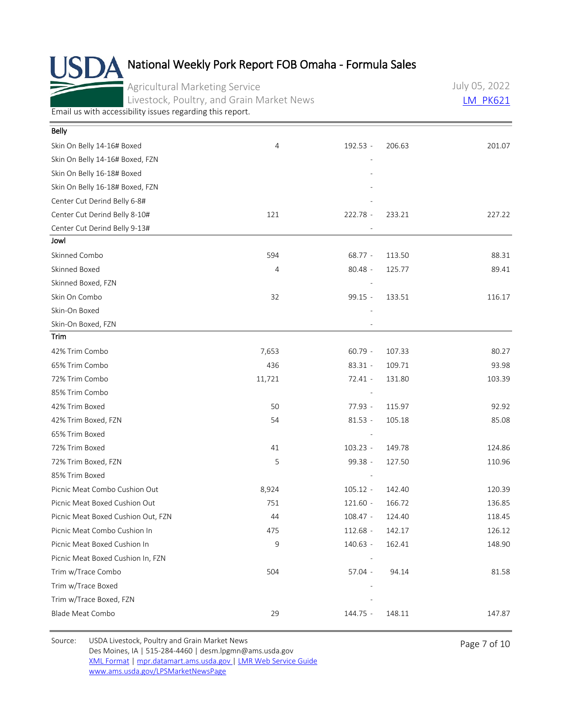# National Weekly Pork Report FOB Omaha - Formula Sales

Agricultural Marketing Service
Livestock, Poultry, and Grain Market News

July 05, 2022
LM_PK621

Email us with accessibility issues regarding this report.

| Belly | | | |
|---|---|---|---|
| Skin On Belly 14-16# Boxed | 4 | 192.53 - 206.63 | 201.07 |
| Skin On Belly 14-16# Boxed, FZN | | - | |
| Skin On Belly 16-18# Boxed | | - | |
| Skin On Belly 16-18# Boxed, FZN | | - | |
| Center Cut Derind Belly 6-8# | | - | |
| Center Cut Derind Belly 8-10# | 121 | 222.78 - 233.21 | 227.22 |
| Center Cut Derind Belly 9-13# | | - | |

| Jowl | | | |
|---|---|---|---|
| Skinned Combo | 594 | 68.77 - 113.50 | 88.31 |
| Skinned Boxed | 4 | 80.48 - 125.77 | 89.41 |
| Skinned Boxed, FZN | | - | |
| Skin On Combo | 32 | 99.15 - 133.51 | 116.17 |
| Skin-On Boxed | | - | |
| Skin-On Boxed, FZN | | - | |

| Trim | | | |
|---|---|---|---|
| 42% Trim Combo | 7,653 | 60.79 - 107.33 | 80.27 |
| 65% Trim Combo | 436 | 83.31 - 109.71 | 93.98 |
| 72% Trim Combo | 11,721 | 72.41 - 131.80 | 103.39 |
| 85% Trim Combo | | - | |
| 42% Trim Boxed | 50 | 77.93 - 115.97 | 92.92 |
| 42% Trim Boxed, FZN | 54 | 81.53 - 105.18 | 85.08 |
| 65% Trim Boxed | | - | |
| 72% Trim Boxed | 41 | 103.23 - 149.78 | 124.86 |
| 72% Trim Boxed, FZN | 5 | 99.38 - 127.50 | 110.96 |
| 85% Trim Boxed | | - | |
| Picnic Meat Combo Cushion Out | 8,924 | 105.12 - 142.40 | 120.39 |
| Picnic Meat Boxed Cushion Out | 751 | 121.60 - 166.72 | 136.85 |
| Picnic Meat Boxed Cushion Out, FZN | 44 | 108.47 - 124.40 | 118.45 |
| Picnic Meat Combo Cushion In | 475 | 112.68 - 142.17 | 126.12 |
| Picnic Meat Boxed Cushion In | 9 | 140.63 - 162.41 | 148.90 |
| Picnic Meat Boxed Cushion In, FZN | | - | |
| Trim w/Trace Combo | 504 | 57.04 - 94.14 | 81.58 |
| Trim w/Trace Boxed | | - | |
| Trim w/Trace Boxed, FZN | | - | |
| Blade Meat Combo | 29 | 144.75 - 148.11 | 147.87 |

Source: USDA Livestock, Poultry and Grain Market News
Des Moines, IA | 515-284-4460 | desm.lpgmn@ams.usda.gov
XML Format | mpr.datamart.ams.usda.gov | LMR Web Service Guide
www.ams.usda.gov/LPSMarketNewsPage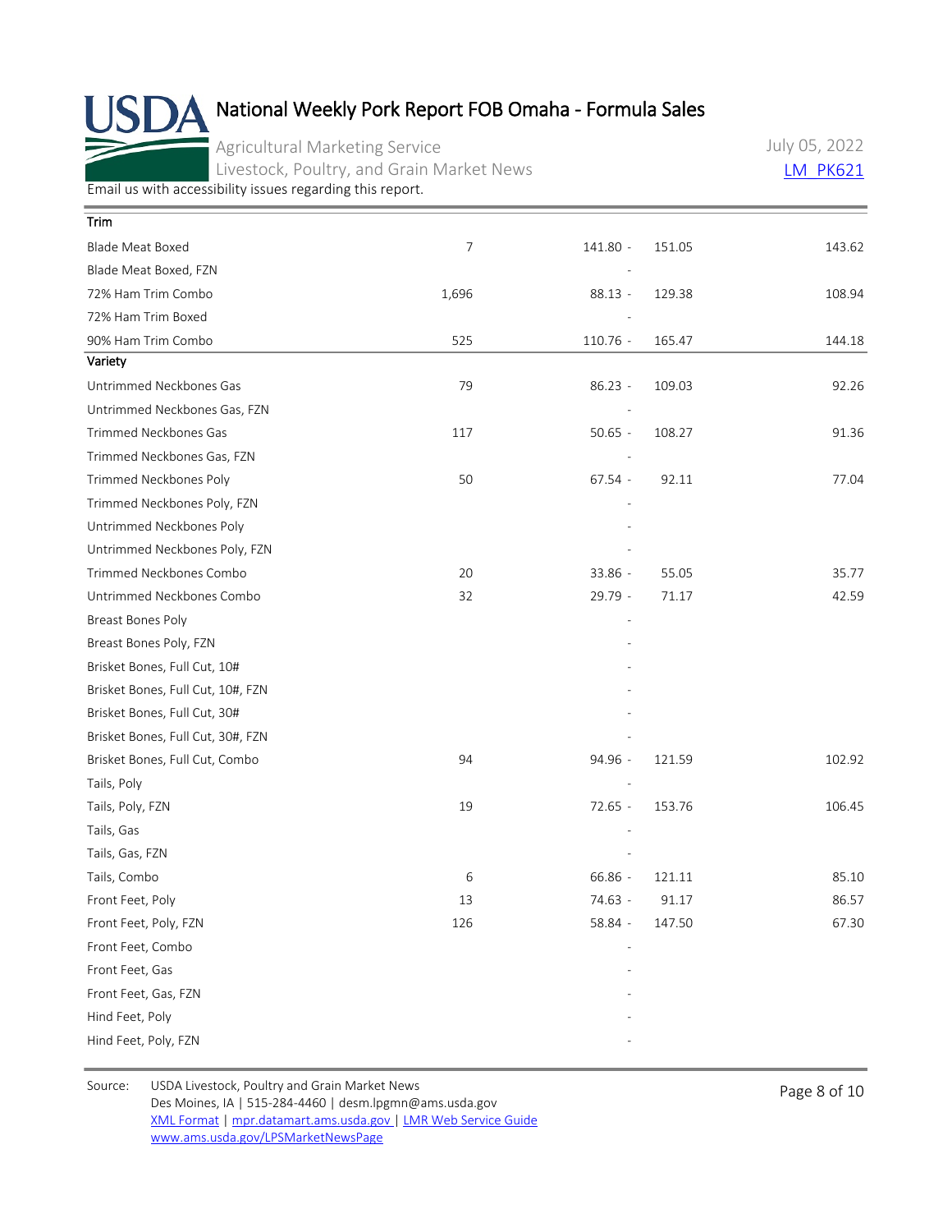# National Weekly Pork Report FOB Omaha - Formula Sales

Agricultural Marketing Service
Livestock, Poultry, and Grain Market News

July 05, 2022
LM_PK621

Email us with accessibility issues regarding this report.

| Trim | | | | |
|---|---|---|---|---|
| Blade Meat Boxed | 7 | 141.80 - | 151.05 | 143.62 |
| Blade Meat Boxed, FZN | | - | | |
| 72% Ham Trim Combo | 1,696 | 88.13 - | 129.38 | 108.94 |
| 72% Ham Trim Boxed | | - | | |
| 90% Ham Trim Combo | 525 | 110.76 - | 165.47 | 144.18 |

| Variety | | | | |
|---|---|---|---|---|
| Untrimmed Neckbones Gas | 79 | 86.23 - | 109.03 | 92.26 |
| Untrimmed Neckbones Gas, FZN | | - | | |
| Trimmed Neckbones Gas | 117 | 50.65 - | 108.27 | 91.36 |
| Trimmed Neckbones Gas, FZN | | - | | |
| Trimmed Neckbones Poly | 50 | 67.54 - | 92.11 | 77.04 |
| Trimmed Neckbones Poly, FZN | | - | | |
| Untrimmed Neckbones Poly | | - | | |
| Untrimmed Neckbones Poly, FZN | | - | | |
| Trimmed Neckbones Combo | 20 | 33.86 - | 55.05 | 35.77 |
| Untrimmed Neckbones Combo | 32 | 29.79 - | 71.17 | 42.59 |
| Breast Bones Poly | | - | | |
| Breast Bones Poly, FZN | | - | | |
| Brisket Bones, Full Cut, 10# | | - | | |
| Brisket Bones, Full Cut, 10#, FZN | | - | | |
| Brisket Bones, Full Cut, 30# | | - | | |
| Brisket Bones, Full Cut, 30#, FZN | | - | | |
| Brisket Bones, Full Cut, Combo | 94 | 94.96 - | 121.59 | 102.92 |
| Tails, Poly | | - | | |
| Tails, Poly, FZN | 19 | 72.65 - | 153.76 | 106.45 |
| Tails, Gas | | - | | |
| Tails, Gas, FZN | | - | | |
| Tails, Combo | 6 | 66.86 - | 121.11 | 85.10 |
| Front Feet, Poly | 13 | 74.63 - | 91.17 | 86.57 |
| Front Feet, Poly, FZN | 126 | 58.84 - | 147.50 | 67.30 |
| Front Feet, Combo | | - | | |
| Front Feet, Gas | | - | | |
| Front Feet, Gas, FZN | | - | | |
| Hind Feet, Poly | | - | | |
| Hind Feet, Poly, FZN | | - | | |

Source: USDA Livestock, Poultry and Grain Market News
Des Moines, IA | 515-284-4460 | desm.lpgmn@ams.usda.gov
XML Format | mpr.datamart.ams.usda.gov | LMR Web Service Guide
www.ams.usda.gov/LPSMarketNewsPage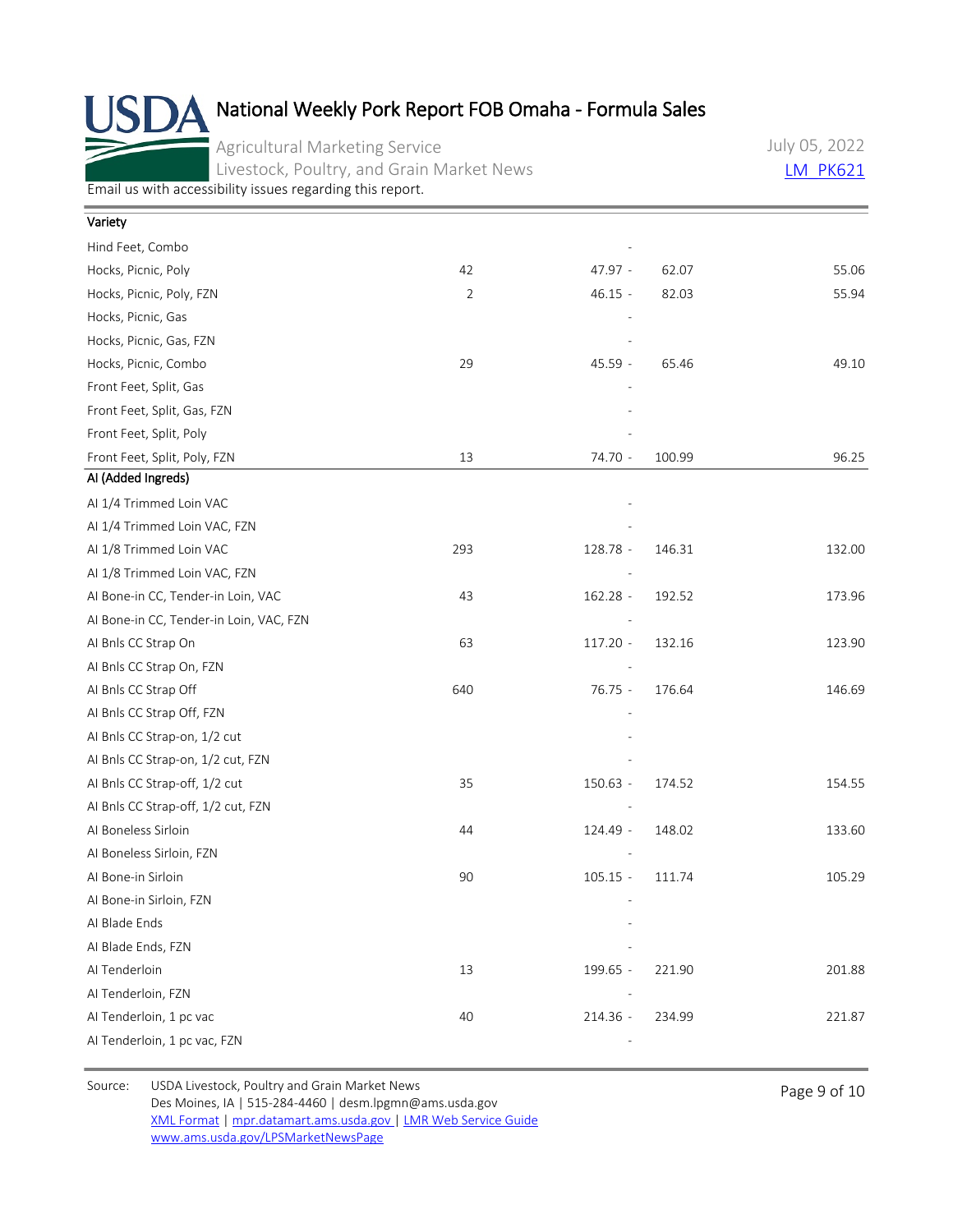# National Weekly Pork Report FOB Omaha - Formula Sales

Agricultural Marketing Service
Livestock, Poultry, and Grain Market News

July 05, 2022
LM_PK621

Email us with accessibility issues regarding this report.

| Variety | | | |
|---|---|---|---|
| Hind Feet, Combo | | - | |
| Hocks, Picnic, Poly | 42 | 47.97 - 62.07 | 55.06 |
| Hocks, Picnic, Poly, FZN | 2 | 46.15 - 82.03 | 55.94 |
| Hocks, Picnic, Gas | | - | |
| Hocks, Picnic, Gas, FZN | | - | |
| Hocks, Picnic, Combo | 29 | 45.59 - 65.46 | 49.10 |
| Front Feet, Split, Gas | | - | |
| Front Feet, Split, Gas, FZN | | - | |
| Front Feet, Split, Poly | | - | |
| Front Feet, Split, Poly, FZN | 13 | 74.70 - 100.99 | 96.25 |

| AI (Added Ingreds) | | | |
|---|---|---|---|
| AI 1/4 Trimmed Loin VAC | | - | |
| AI 1/4 Trimmed Loin VAC, FZN | | - | |
| AI 1/8 Trimmed Loin VAC | 293 | 128.78 - 146.31 | 132.00 |
| AI 1/8 Trimmed Loin VAC, FZN | | - | |
| AI Bone-in CC, Tender-in Loin, VAC | 43 | 162.28 - 192.52 | 173.96 |
| AI Bone-in CC, Tender-in Loin, VAC, FZN | | - | |
| AI Bnls CC Strap On | 63 | 117.20 - 132.16 | 123.90 |
| AI Bnls CC Strap On, FZN | | - | |
| AI Bnls CC Strap Off | 640 | 76.75 - 176.64 | 146.69 |
| AI Bnls CC Strap Off, FZN | | - | |
| AI Bnls CC Strap-on, 1/2 cut | | - | |
| AI Bnls CC Strap-on, 1/2 cut, FZN | | - | |
| AI Bnls CC Strap-off, 1/2 cut | 35 | 150.63 - 174.52 | 154.55 |
| AI Bnls CC Strap-off, 1/2 cut, FZN | | - | |
| AI Boneless Sirloin | 44 | 124.49 - 148.02 | 133.60 |
| AI Boneless Sirloin, FZN | | - | |
| AI Bone-in Sirloin | 90 | 105.15 - 111.74 | 105.29 |
| AI Bone-in Sirloin, FZN | | - | |
| AI Blade Ends | | - | |
| AI Blade Ends, FZN | | - | |
| AI Tenderloin | 13 | 199.65 - 221.90 | 201.88 |
| AI Tenderloin, FZN | | - | |
| AI Tenderloin, 1 pc vac | 40 | 214.36 - 234.99 | 221.87 |
| AI Tenderloin, 1 pc vac, FZN | | - | |

Source: USDA Livestock, Poultry and Grain Market News
Des Moines, IA | 515-284-4460 | desm.lpgmn@ams.usda.gov
XML Format | mpr.datamart.ams.usda.gov | LMR Web Service Guide
www.ams.usda.gov/LPSMarketNewsPage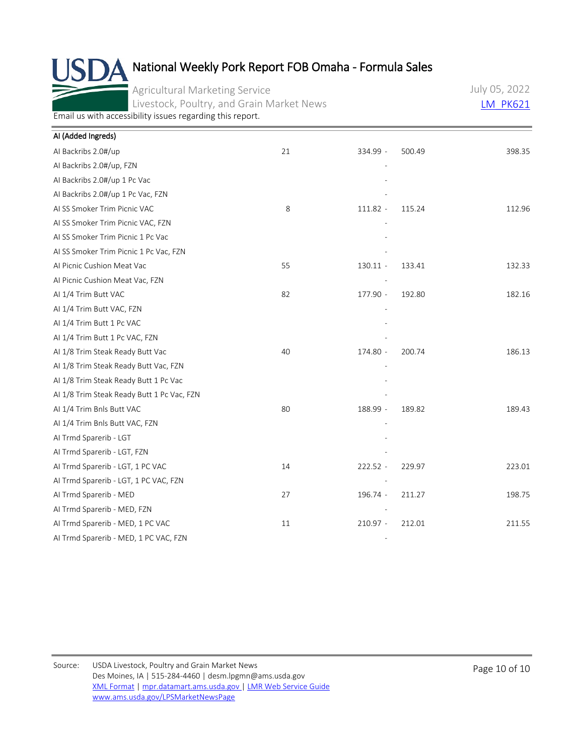# National Weekly Pork Report FOB Omaha - Formula Sales

Agricultural Marketing Service
Livestock, Poultry, and Grain Market News

July 05, 2022
LM_PK621

Email us with accessibility issues regarding this report.

| AI (Added Ingreds) | | | | |
|---|---|---|---|---|
| AI Backribs 2.0#/up | 21 | 334.99 - | 500.49 | 398.35 |
| AI Backribs 2.0#/up, FZN | | - | | |
| AI Backribs 2.0#/up 1 Pc Vac | | - | | |
| AI Backribs 2.0#/up 1 Pc Vac, FZN | | - | | |
| AI SS Smoker Trim Picnic VAC | 8 | 111.82 - | 115.24 | 112.96 |
| AI SS Smoker Trim Picnic VAC, FZN | | - | | |
| AI SS Smoker Trim Picnic 1 Pc Vac | | - | | |
| AI SS Smoker Trim Picnic 1 Pc Vac, FZN | | - | | |
| AI Picnic Cushion Meat Vac | 55 | 130.11 - | 133.41 | 132.33 |
| AI Picnic Cushion Meat Vac, FZN | | - | | |
| AI 1/4 Trim Butt VAC | 82 | 177.90 - | 192.80 | 182.16 |
| AI 1/4 Trim Butt VAC, FZN | | - | | |
| AI 1/4 Trim Butt 1 Pc VAC | | - | | |
| AI 1/4 Trim Butt 1 Pc VAC, FZN | | - | | |
| AI 1/8 Trim Steak Ready Butt Vac | 40 | 174.80 - | 200.74 | 186.13 |
| AI 1/8 Trim Steak Ready Butt Vac, FZN | | - | | |
| AI 1/8 Trim Steak Ready Butt 1 Pc Vac | | - | | |
| AI 1/8 Trim Steak Ready Butt 1 Pc Vac, FZN | | - | | |
| AI 1/4 Trim Bnls Butt VAC | 80 | 188.99 - | 189.82 | 189.43 |
| AI 1/4 Trim Bnls Butt VAC, FZN | | - | | |
| AI Trmd Sparerib - LGT | | - | | |
| AI Trmd Sparerib - LGT, FZN | | - | | |
| AI Trmd Sparerib - LGT, 1 PC VAC | 14 | 222.52 - | 229.97 | 223.01 |
| AI Trmd Sparerib - LGT, 1 PC VAC, FZN | | - | | |
| AI Trmd Sparerib - MED | 27 | 196.74 - | 211.27 | 198.75 |
| AI Trmd Sparerib - MED, FZN | | - | | |
| AI Trmd Sparerib - MED, 1 PC VAC | 11 | 210.97 - | 212.01 | 211.55 |
| AI Trmd Sparerib - MED, 1 PC VAC, FZN | | - | | |

Source: USDA Livestock, Poultry and Grain Market News
Des Moines, IA | 515-284-4460 | desm.lpgmn@ams.usda.gov
XML Format | mpr.datamart.ams.usda.gov | LMR Web Service Guide
www.ams.usda.gov/LPSMarketNewsPage